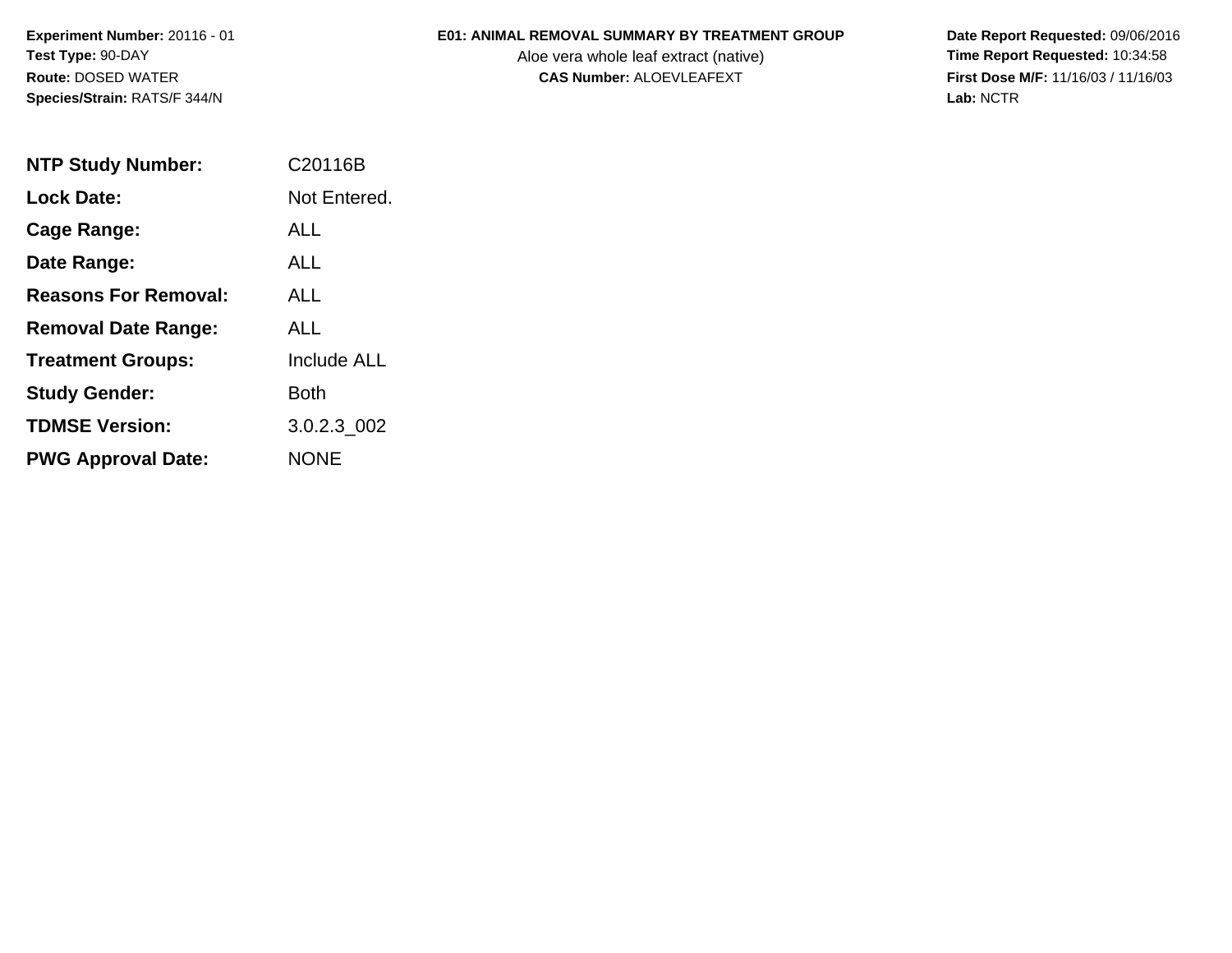**Experiment Number:** 20116 - 01
**Test Type:** 90-DAY
**Route:** DOSED WATER
**Species/Strain:** RATS/F 344/N

**E01: ANIMAL REMOVAL SUMMARY BY TREATMENT GROUP**
Aloe vera whole leaf extract (native)
**CAS Number:** ALOEVLEAFEXT

**Date Report Requested:** 09/06/2016
**Time Report Requested:** 10:34:58
**First Dose M/F:** 11/16/03 / 11/16/03
**Lab:** NCTR

| | |
|---|---|
| **NTP Study Number:** | C20116B |
| **Lock Date:** | Not Entered. |
| **Cage Range:** | ALL |
| **Date Range:** | ALL |
| **Reasons For Removal:** | ALL |
| **Removal Date Range:** | ALL |
| **Treatment Groups:** | Include ALL |
| **Study Gender:** | Both |
| **TDMSE Version:** | 3.0.2.3_002 |
| **PWG Approval Date:** | NONE |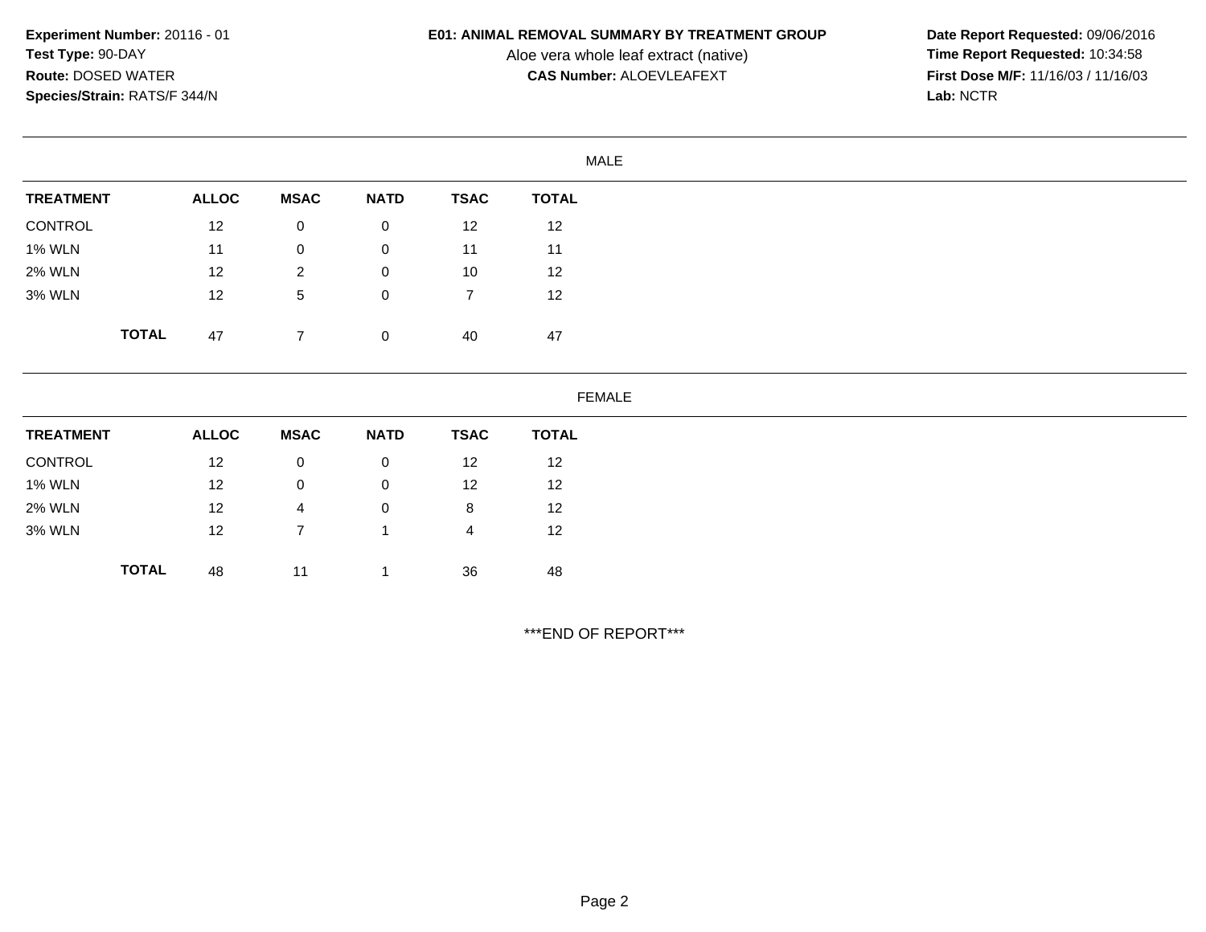**Experiment Number:** 20116 - 01
**Test Type:** 90-DAY
**Route:** DOSED WATER
**Species/Strain:** RATS/F 344/N

**E01: ANIMAL REMOVAL SUMMARY BY TREATMENT GROUP**
Aloe vera whole leaf extract (native)
**CAS Number:** ALOEVLEAFEXT

**Date Report Requested:** 09/06/2016
**Time Report Requested:** 10:34:58
**First Dose M/F:** 11/16/03 / 11/16/03
**Lab:** NCTR

MALE

| TREATMENT | ALLOC | MSAC | NATD | TSAC | TOTAL |
|---|---|---|---|---|---|
| CONTROL | 12 | 0 | 0 | 12 | 12 |
| 1% WLN | 11 | 0 | 0 | 11 | 11 |
| 2% WLN | 12 | 2 | 0 | 10 | 12 |
| 3% WLN | 12 | 5 | 0 | 7 | 12 |
| **TOTAL** | 47 | 7 | 0 | 40 | 47 |

FEMALE

| TREATMENT | ALLOC | MSAC | NATD | TSAC | TOTAL |
|---|---|---|---|---|---|
| CONTROL | 12 | 0 | 0 | 12 | 12 |
| 1% WLN | 12 | 0 | 0 | 12 | 12 |
| 2% WLN | 12 | 4 | 0 | 8 | 12 |
| 3% WLN | 12 | 7 | 1 | 4 | 12 |
| **TOTAL** | 48 | 11 | 1 | 36 | 48 |

***END OF REPORT***